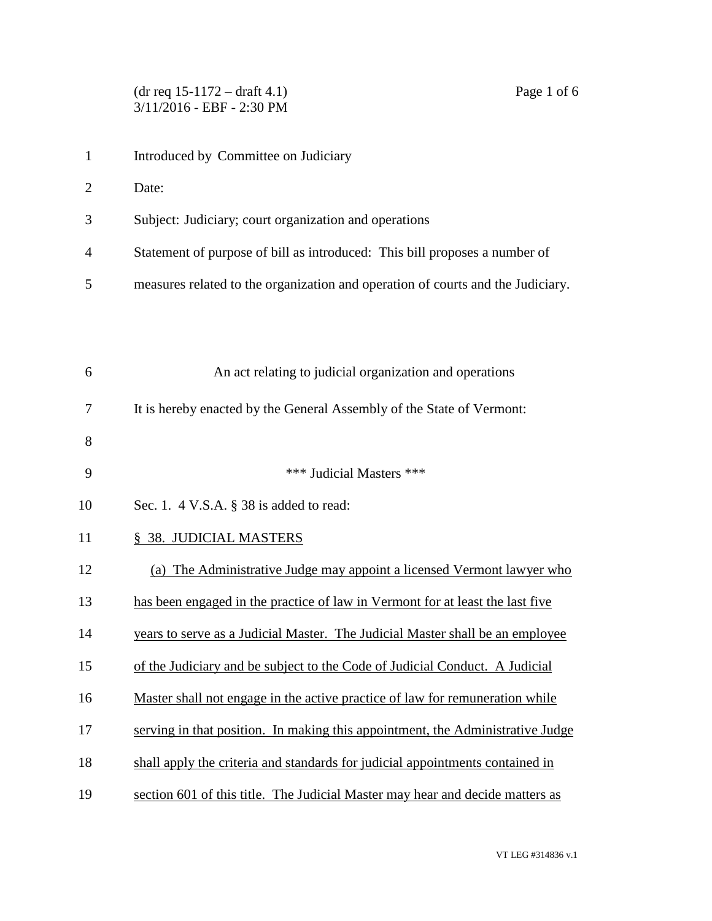(dr req 15-1172 – draft 4.1)
3/11/2016 - EBF - 2:30 PM

Introduced by Committee on Judiciary

Date:

Subject: Judiciary; court organization and operations

Statement of purpose of bill as introduced: This bill proposes a number of measures related to the organization and operation of courts and the Judiciary.

An act relating to judicial organization and operations

It is hereby enacted by the General Assembly of the State of Vermont:

\*\*\* Judicial Masters \*\*\*

Sec. 1. 4 V.S.A. § 38 is added to read:

§ 38. JUDICIAL MASTERS

(a) The Administrative Judge may appoint a licensed Vermont lawyer who has been engaged in the practice of law in Vermont for at least the last five years to serve as a Judicial Master. The Judicial Master shall be an employee of the Judiciary and be subject to the Code of Judicial Conduct. A Judicial Master shall not engage in the active practice of law for remuneration while serving in that position. In making this appointment, the Administrative Judge shall apply the criteria and standards for judicial appointments contained in section 601 of this title. The Judicial Master may hear and decide matters as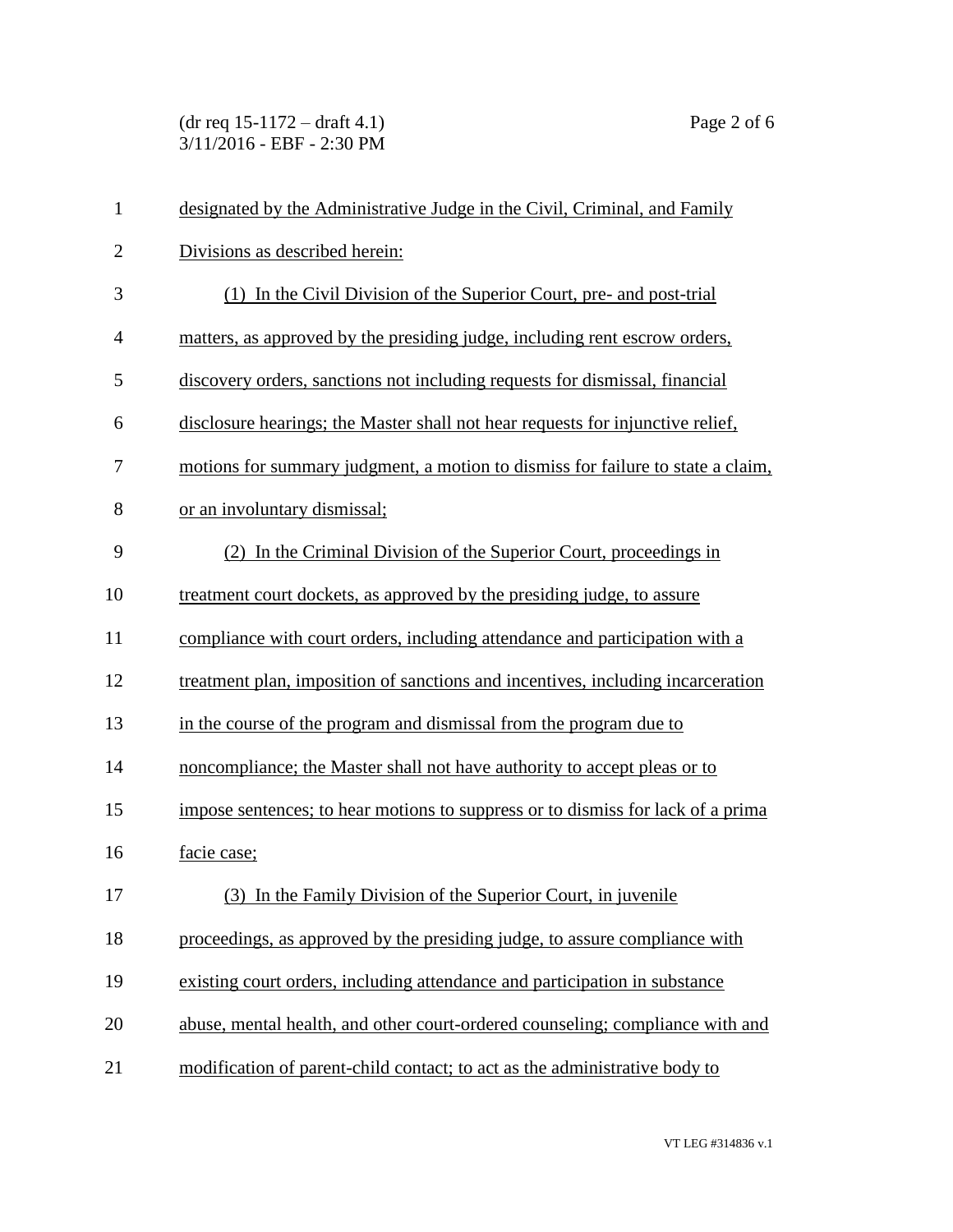designated by the Administrative Judge in the Civil, Criminal, and Family Divisions as described herein:

(1) In the Civil Division of the Superior Court, pre- and post-trial matters, as approved by the presiding judge, including rent escrow orders, discovery orders, sanctions not including requests for dismissal, financial disclosure hearings; the Master shall not hear requests for injunctive relief, motions for summary judgment, a motion to dismiss for failure to state a claim, or an involuntary dismissal;

(2) In the Criminal Division of the Superior Court, proceedings in treatment court dockets, as approved by the presiding judge, to assure compliance with court orders, including attendance and participation with a treatment plan, imposition of sanctions and incentives, including incarceration in the course of the program and dismissal from the program due to noncompliance; the Master shall not have authority to accept pleas or to impose sentences; to hear motions to suppress or to dismiss for lack of a prima facie case;

(3) In the Family Division of the Superior Court, in juvenile proceedings, as approved by the presiding judge, to assure compliance with existing court orders, including attendance and participation in substance abuse, mental health, and other court-ordered counseling; compliance with and modification of parent-child contact; to act as the administrative body to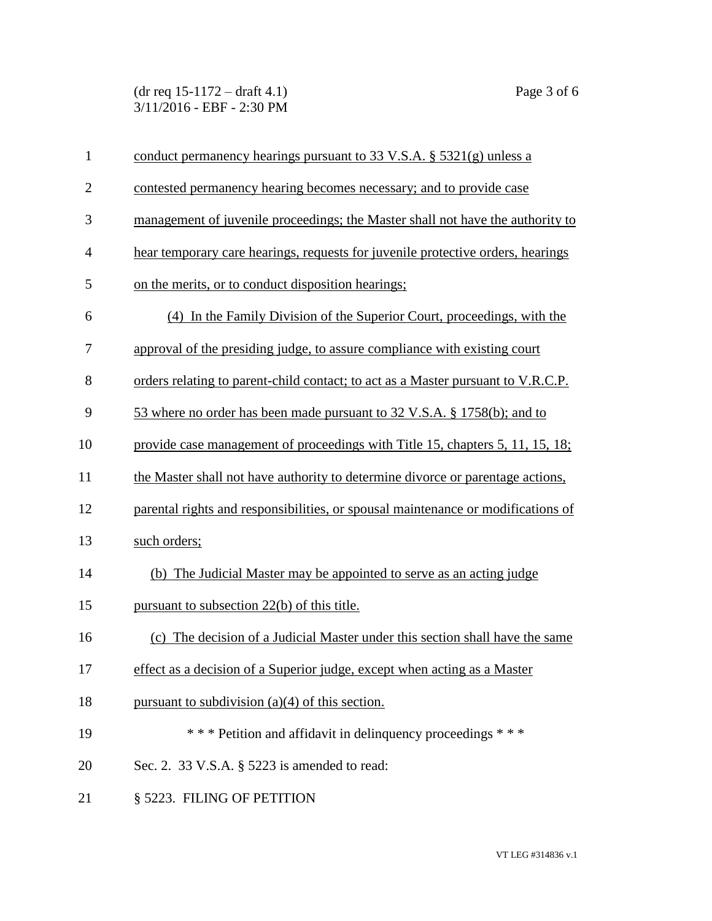conduct permanency hearings pursuant to 33 V.S.A. § 5321(g) unless a contested permanency hearing becomes necessary; and to provide case management of juvenile proceedings; the Master shall not have the authority to hear temporary care hearings, requests for juvenile protective orders, hearings on the merits, or to conduct disposition hearings;

(4) In the Family Division of the Superior Court, proceedings, with the approval of the presiding judge, to assure compliance with existing court orders relating to parent-child contact; to act as a Master pursuant to V.R.C.P. 53 where no order has been made pursuant to 32 V.S.A. § 1758(b); and to provide case management of proceedings with Title 15, chapters 5, 11, 15, 18; the Master shall not have authority to determine divorce or parentage actions, parental rights and responsibilities, or spousal maintenance or modifications of such orders;

(b) The Judicial Master may be appointed to serve as an acting judge pursuant to subsection 22(b) of this title.

(c) The decision of a Judicial Master under this section shall have the same effect as a decision of a Superior judge, except when acting as a Master pursuant to subdivision (a)(4) of this section.

\* \* \* Petition and affidavit in delinquency proceedings \* \* \*

Sec. 2. 33 V.S.A. § 5223 is amended to read:

§ 5223. FILING OF PETITION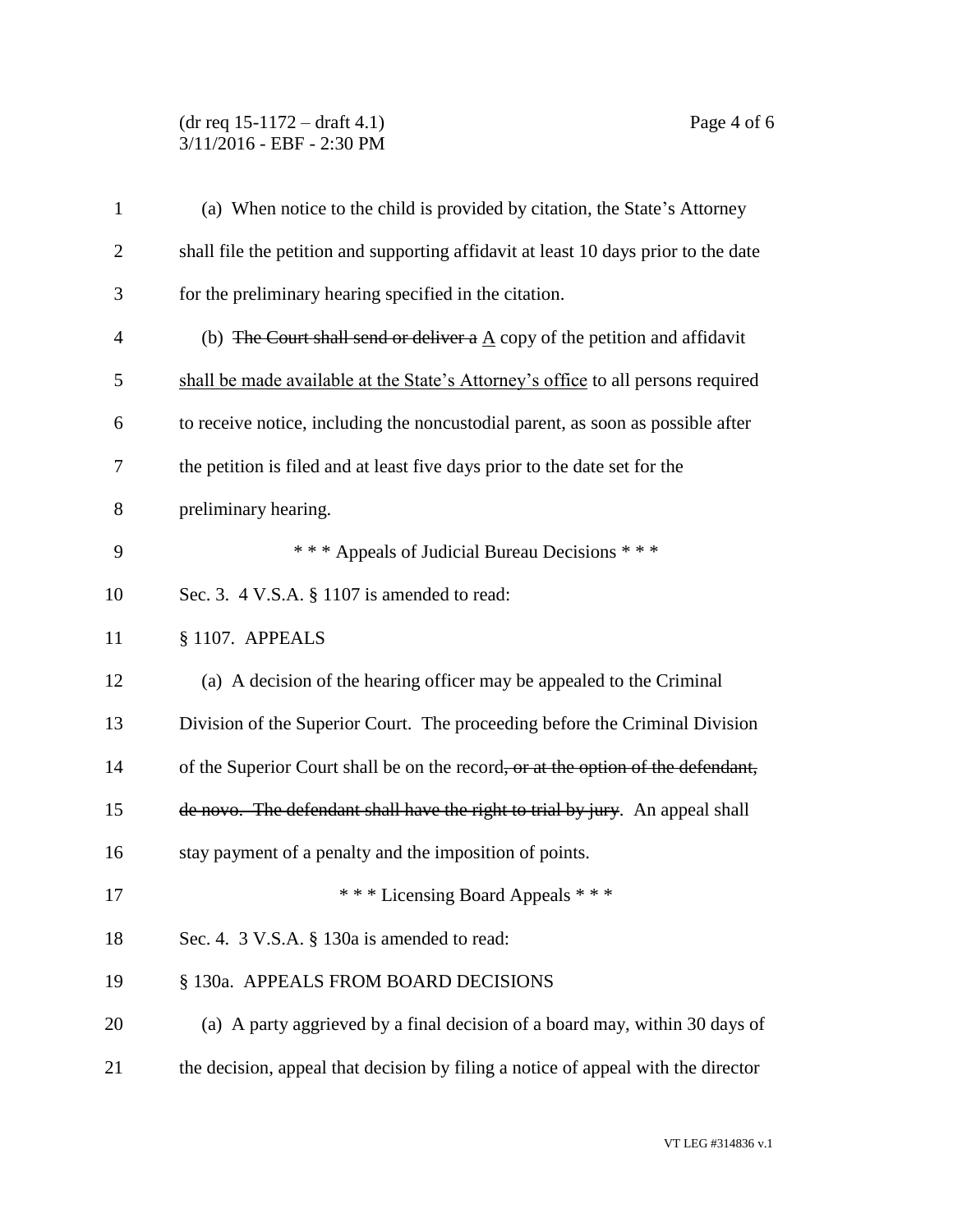(a) When notice to the child is provided by citation, the State's Attorney shall file the petition and supporting affidavit at least 10 days prior to the date for the preliminary hearing specified in the citation.

(b) ~~The Court shall send or deliver a~~ <u>A</u> copy of the petition and affidavit <u>shall be made available at the State's Attorney's office</u> to all persons required to receive notice, including the noncustodial parent, as soon as possible after the petition is filed and at least five days prior to the date set for the preliminary hearing.

\* \* \* Appeals of Judicial Bureau Decisions \* \* \*

Sec. 3. 4 V.S.A. § 1107 is amended to read:

§ 1107. APPEALS

(a) A decision of the hearing officer may be appealed to the Criminal Division of the Superior Court. The proceeding before the Criminal Division of the Superior Court shall be on the record~~, or at the option of the defendant, de novo. The defendant shall have the right to trial by jury~~. An appeal shall stay payment of a penalty and the imposition of points.

\* \* \* Licensing Board Appeals \* \* \*

Sec. 4. 3 V.S.A. § 130a is amended to read:

§ 130a. APPEALS FROM BOARD DECISIONS

(a) A party aggrieved by a final decision of a board may, within 30 days of the decision, appeal that decision by filing a notice of appeal with the director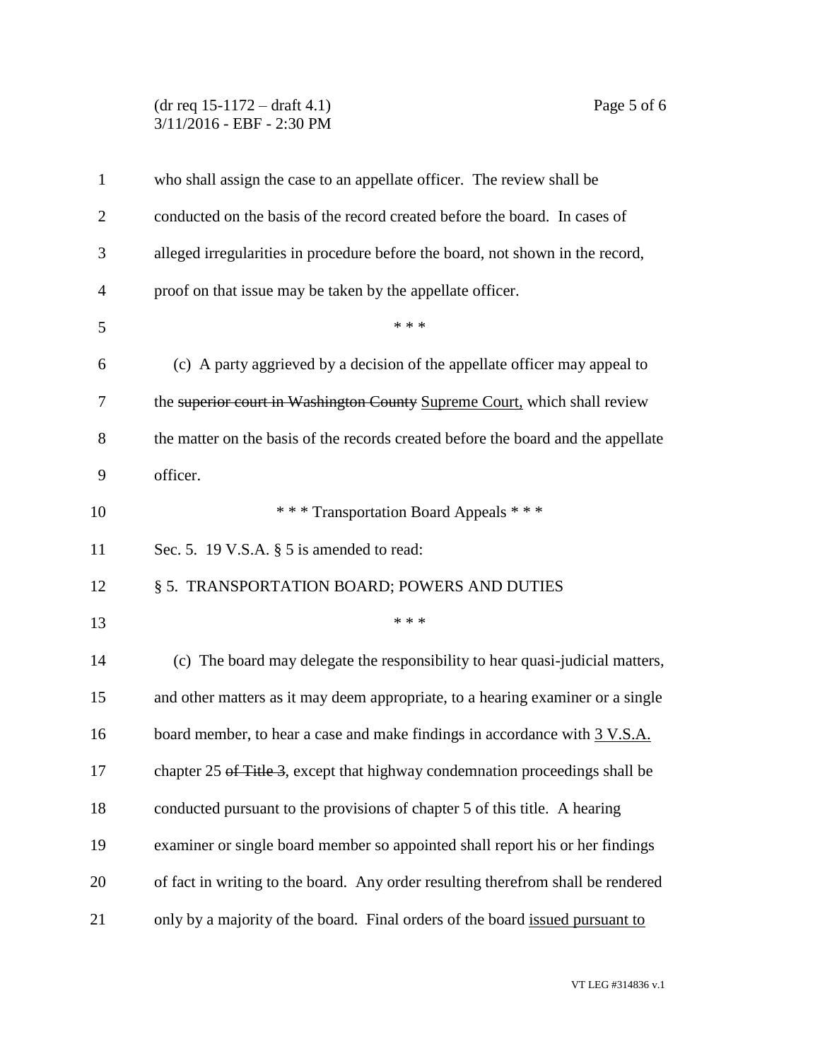who shall assign the case to an appellate officer. The review shall be conducted on the basis of the record created before the board. In cases of alleged irregularities in procedure before the board, not shown in the record, proof on that issue may be taken by the appellate officer.

\* \* \*

(c) A party aggrieved by a decision of the appellate officer may appeal to the ~~superior court in Washington County~~ <u>Supreme Court,</u> which shall review the matter on the basis of the records created before the board and the appellate officer.

\* \* \* Transportation Board Appeals \* \* \*

Sec. 5. 19 V.S.A. § 5 is amended to read:

§ 5. TRANSPORTATION BOARD; POWERS AND DUTIES

\* \* \*

(c) The board may delegate the responsibility to hear quasi-judicial matters, and other matters as it may deem appropriate, to a hearing examiner or a single board member, to hear a case and make findings in accordance with <u>3 V.S.A.</u> chapter 25 ~~of Title 3~~, except that highway condemnation proceedings shall be conducted pursuant to the provisions of chapter 5 of this title. A hearing examiner or single board member so appointed shall report his or her findings of fact in writing to the board. Any order resulting therefrom shall be rendered only by a majority of the board. Final orders of the board <u>issued pursuant to</u>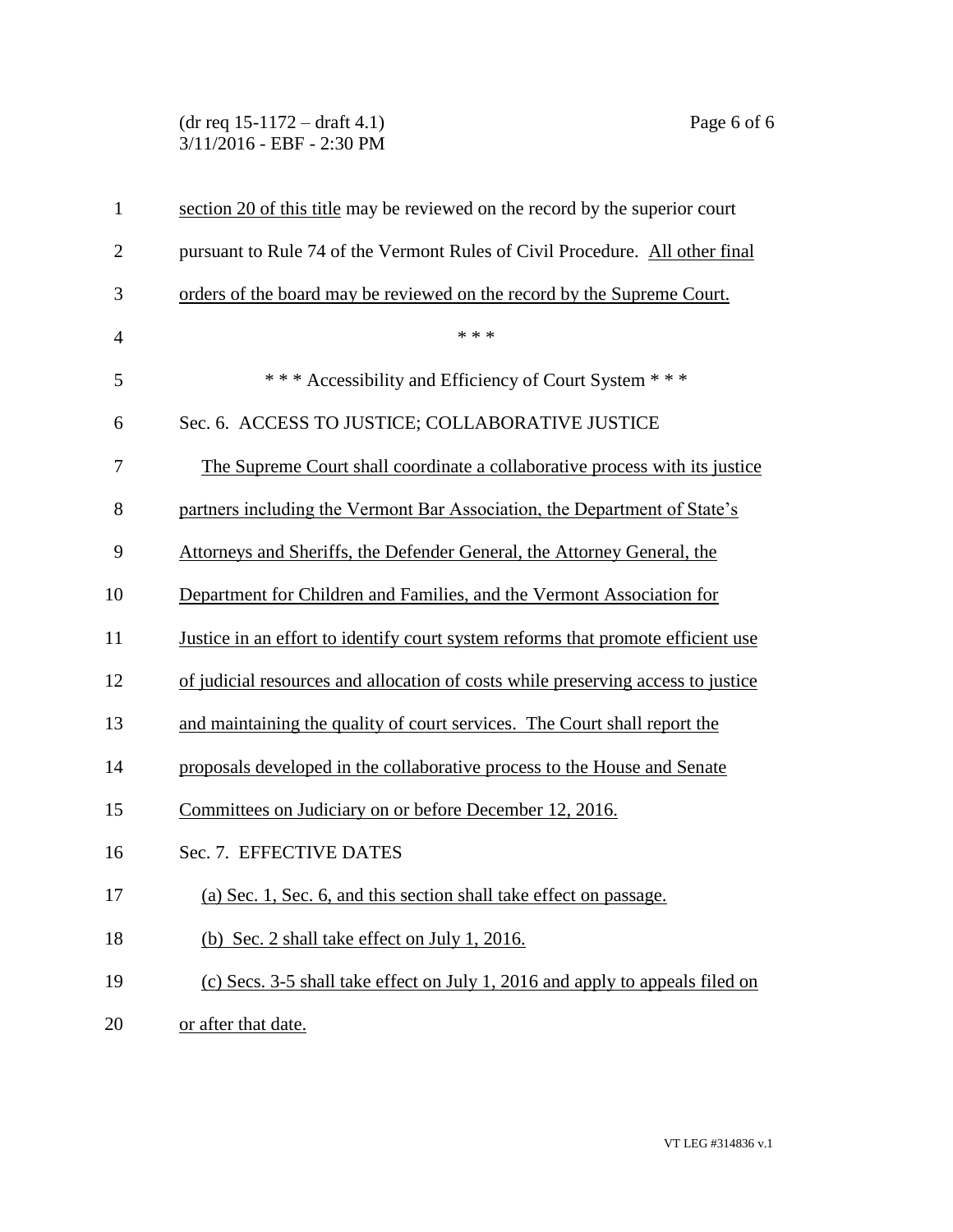section 20 of this title may be reviewed on the record by the superior court pursuant to Rule 74 of the Vermont Rules of Civil Procedure. All other final orders of the board may be reviewed on the record by the Supreme Court.

\* \* \*

\* \* \* Accessibility and Efficiency of Court System \* \* \*

Sec. 6. ACCESS TO JUSTICE; COLLABORATIVE JUSTICE

The Supreme Court shall coordinate a collaborative process with its justice partners including the Vermont Bar Association, the Department of State's Attorneys and Sheriffs, the Defender General, the Attorney General, the Department for Children and Families, and the Vermont Association for Justice in an effort to identify court system reforms that promote efficient use of judicial resources and allocation of costs while preserving access to justice and maintaining the quality of court services. The Court shall report the proposals developed in the collaborative process to the House and Senate Committees on Judiciary on or before December 12, 2016.

Sec. 7. EFFECTIVE DATES

(a) Sec. 1, Sec. 6, and this section shall take effect on passage.

(b) Sec. 2 shall take effect on July 1, 2016.

(c) Secs. 3-5 shall take effect on July 1, 2016 and apply to appeals filed on or after that date.